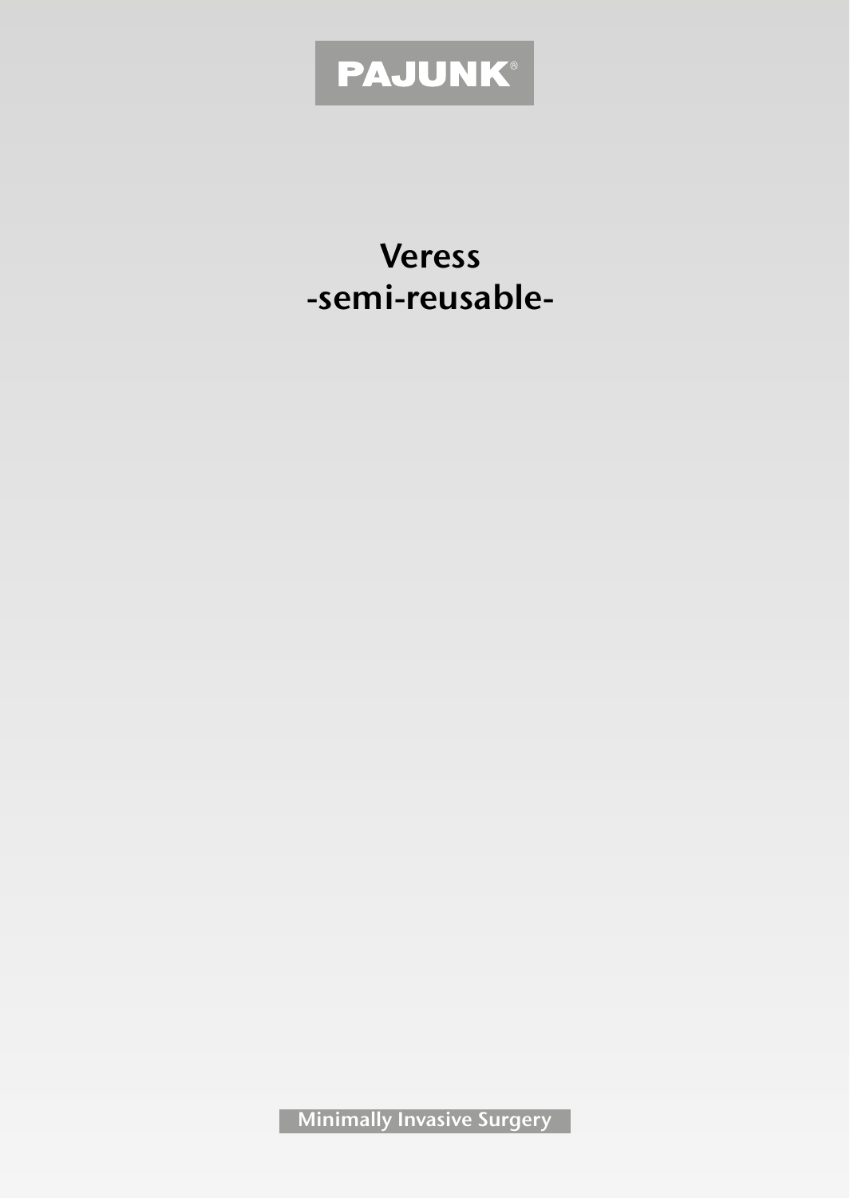PAJUNK®

# Veress
# -semi-reusable-

Minimally Invasive Surgery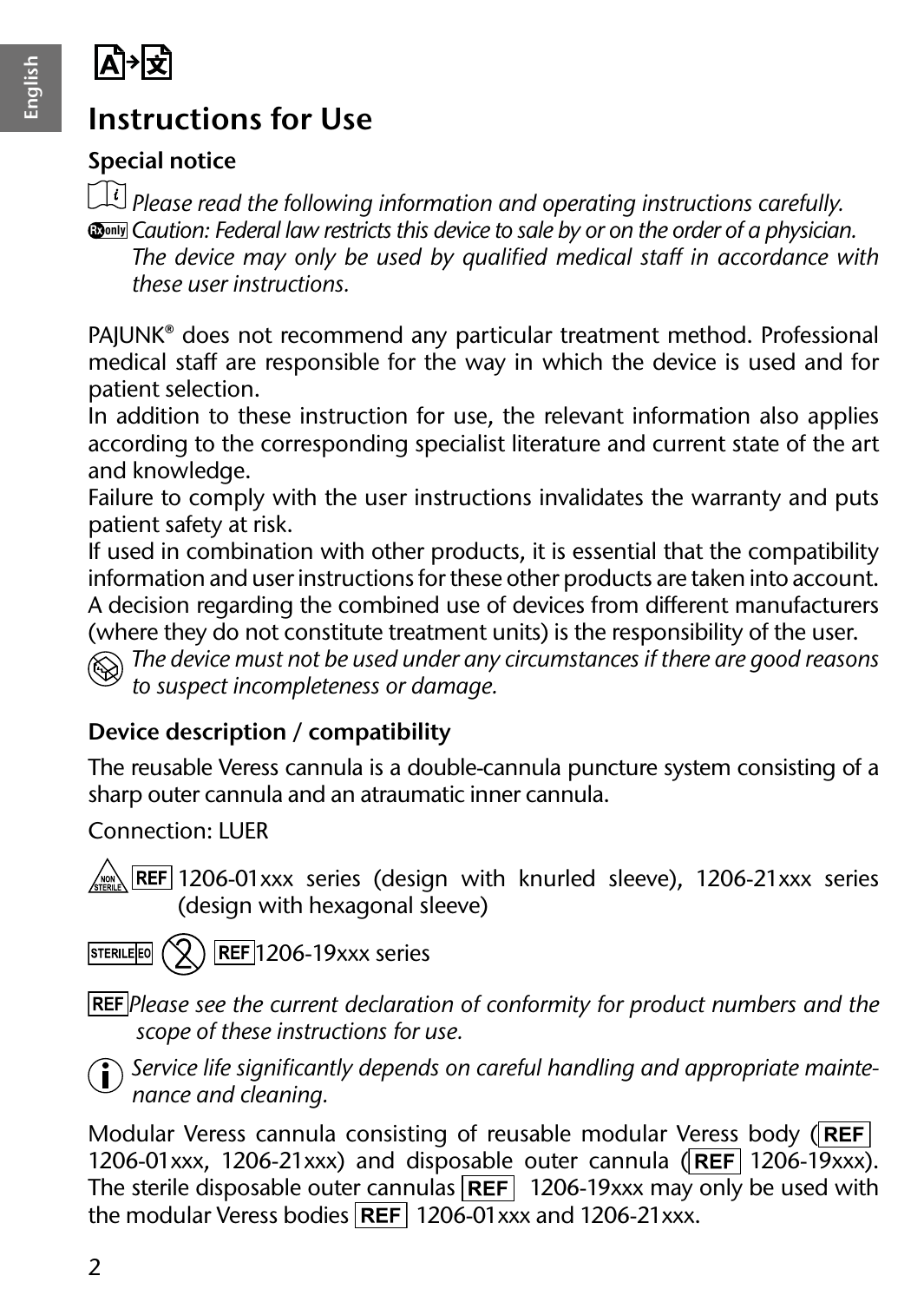# Instructions for Use

## Special notice

*Please read the following information and operating instructions carefully.*

*Caution: Federal law restricts this device to sale by or on the order of a physician. The device may only be used by qualified medical staff in accordance with these user instructions.*

PAJUNK® does not recommend any particular treatment method. Professional medical staff are responsible for the way in which the device is used and for patient selection.

In addition to these instruction for use, the relevant information also applies according to the corresponding specialist literature and current state of the art and knowledge.

Failure to comply with the user instructions invalidates the warranty and puts patient safety at risk.

If used in combination with other products, it is essential that the compatibility information and user instructions for these other products are taken into account. A decision regarding the combined use of devices from different manufacturers (where they do not constitute treatment units) is the responsibility of the user.

*The device must not be used under any circumstances if there are good reasons to suspect incompleteness or damage.*

## Device description / compatibility

The reusable Veress cannula is a double-cannula puncture system consisting of a sharp outer cannula and an atraumatic inner cannula.

Connection: LUER

NON STERILE REF 1206-01xxx series (design with knurled sleeve), 1206-21xxx series (design with hexagonal sleeve)

STERILE EO REF 1206-19xxx series

REF *Please see the current declaration of conformity for product numbers and the scope of these instructions for use.*

*Service life significantly depends on careful handling and appropriate maintenance and cleaning.*

Modular Veress cannula consisting of reusable modular Veress body (REF 1206-01xxx, 1206-21xxx) and disposable outer cannula (REF 1206-19xxx). The sterile disposable outer cannulas REF 1206-19xxx may only be used with the modular Veress bodies REF 1206-01xxx and 1206-21xxx.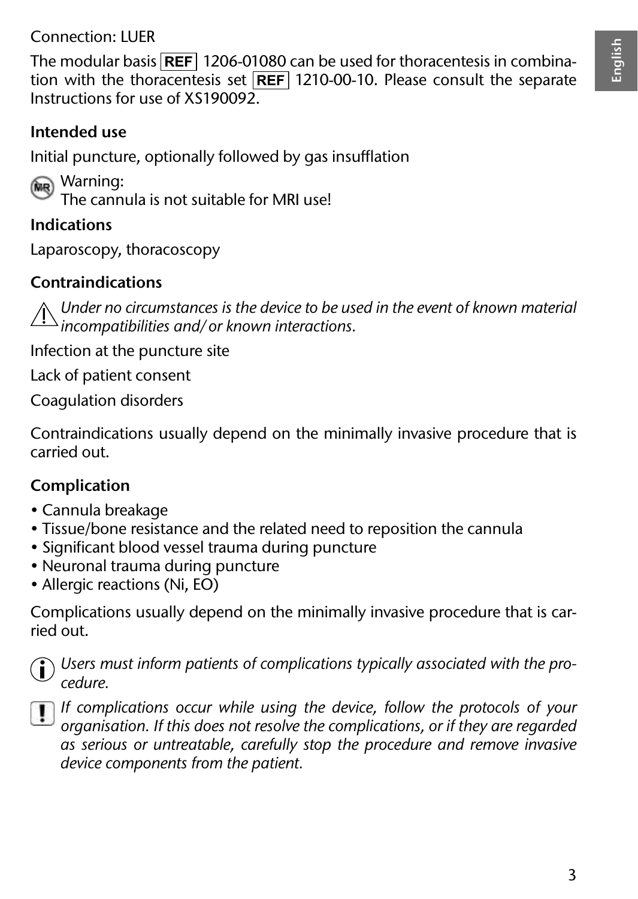Connection: LUER

The modular basis REF 1206-01080 can be used for thoracentesis in combination with the thoracentesis set REF 1210-00-10. Please consult the separate Instructions for use of XS190092.

### Intended use

Initial puncture, optionally followed by gas insufflation

Warning:
The cannula is not suitable for MRI use!

### Indications

Laparoscopy, thoracoscopy

### Contraindications

*Under no circumstances is the device to be used in the event of known material incompatibilities and/ or known interactions.*

Infection at the puncture site

Lack of patient consent

Coagulation disorders

Contraindications usually depend on the minimally invasive procedure that is carried out.

### Complication

- Cannula breakage
- Tissue/bone resistance and the related need to reposition the cannula
- Significant blood vessel trauma during puncture
- Neuronal trauma during puncture
- Allergic reactions (Ni, EO)

Complications usually depend on the minimally invasive procedure that is carried out.

*Users must inform patients of complications typically associated with the procedure.*

*If complications occur while using the device, follow the protocols of your organisation. If this does not resolve the complications, or if they are regarded as serious or untreatable, carefully stop the procedure and remove invasive device components from the patient.*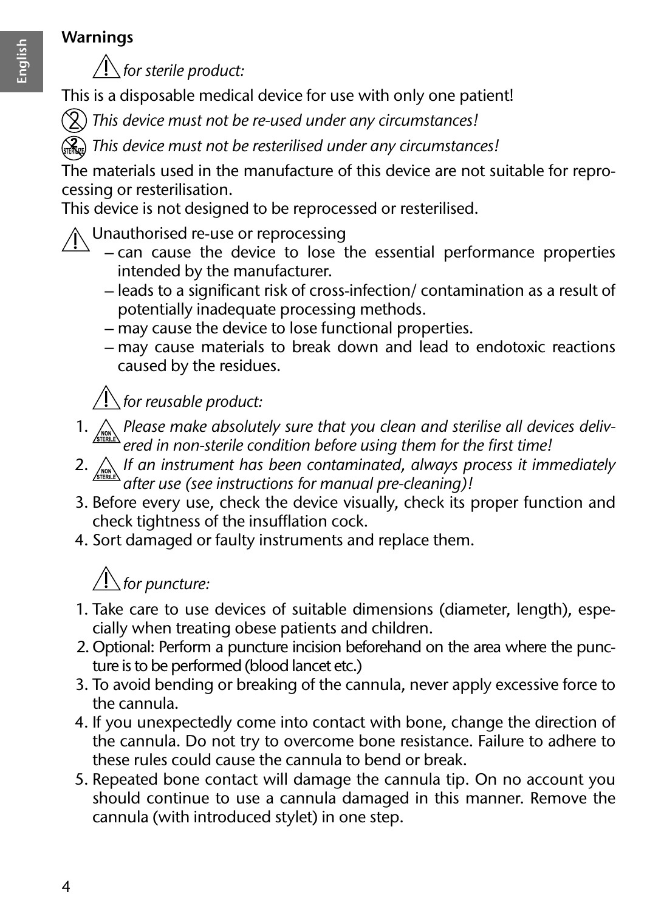## Warnings

⚠ *for sterile product:*

This is a disposable medical device for use with only one patient!

*This device must not be re-used under any circumstances!*

*This device must not be resterilised under any circumstances!*

The materials used in the manufacture of this device are not suitable for reprocessing or resterilisation.
This device is not designed to be reprocessed or resterilised.

⚠ Unauthorised re-use or reprocessing

- can cause the device to lose the essential performance properties intended by the manufacturer.
- leads to a significant risk of cross-infection/ contamination as a result of potentially inadequate processing methods.
- may cause the device to lose functional properties.
- may cause materials to break down and lead to endotoxic reactions caused by the residues.

⚠ *for reusable product:*

1. *Please make absolutely sure that you clean and sterilise all devices delivered in non-sterile condition before using them for the first time!*
2. *If an instrument has been contaminated, always process it immediately after use (see instructions for manual pre-cleaning)!*
3. Before every use, check the device visually, check its proper function and check tightness of the insufflation cock.
4. Sort damaged or faulty instruments and replace them.

⚠ *for puncture:*

1. Take care to use devices of suitable dimensions (diameter, length), especially when treating obese patients and children.
2. Optional: Perform a puncture incision beforehand on the area where the puncture is to be performed (blood lancet etc.)
3. To avoid bending or breaking of the cannula, never apply excessive force to the cannula.
4. If you unexpectedly come into contact with bone, change the direction of the cannula. Do not try to overcome bone resistance. Failure to adhere to these rules could cause the cannula to bend or break.
5. Repeated bone contact will damage the cannula tip. On no account you should continue to use a cannula damaged in this manner. Remove the cannula (with introduced stylet) in one step.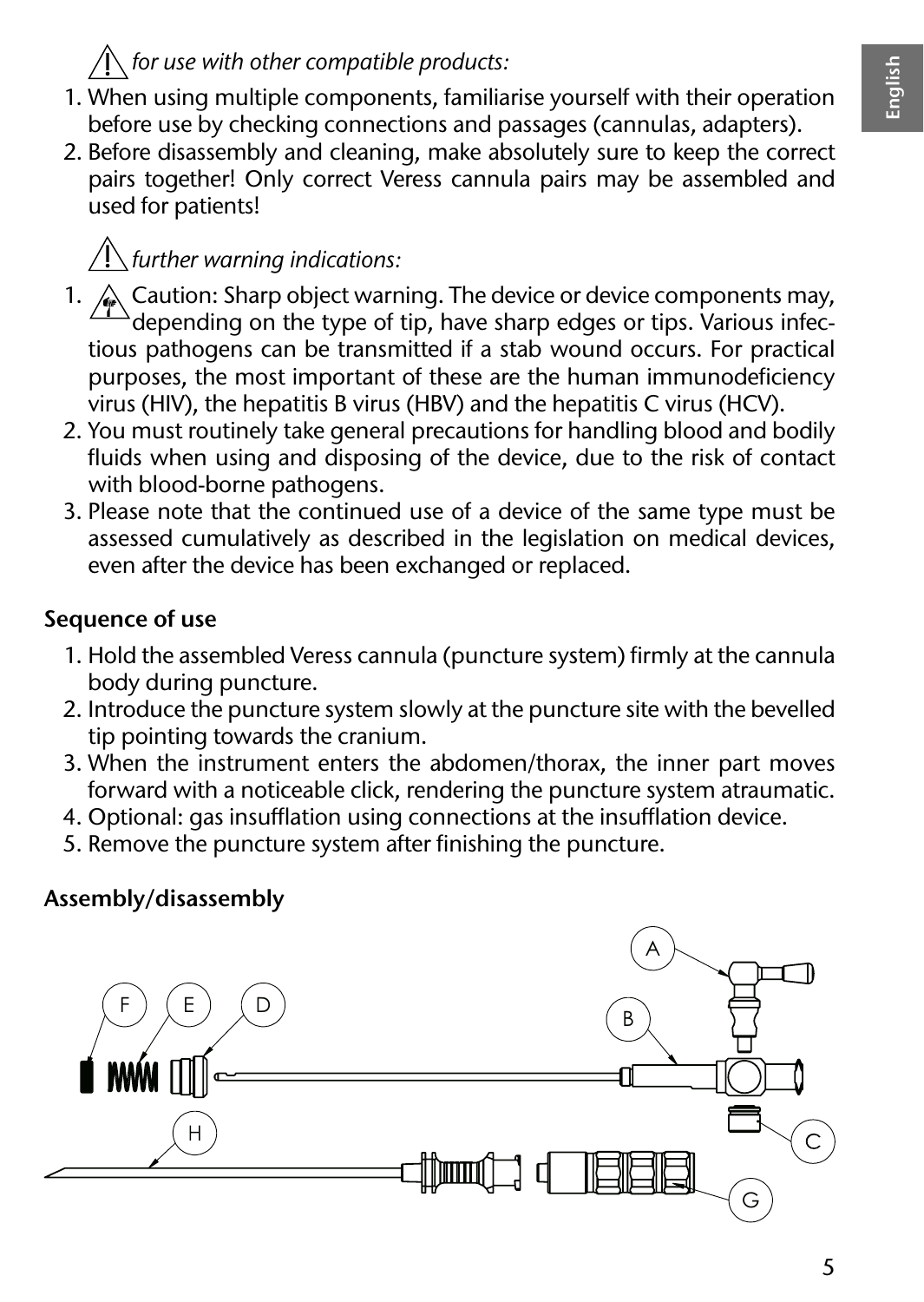⚠ *for use with other compatible products:*

1. When using multiple components, familiarise yourself with their operation before use by checking connections and passages (cannulas, adapters).
2. Before disassembly and cleaning, make absolutely sure to keep the correct pairs together! Only correct Veress cannula pairs may be assembled and used for patients!

⚠ *further warning indications:*

1. ⚠ Caution: Sharp object warning. The device or device components may, depending on the type of tip, have sharp edges or tips. Various infectious pathogens can be transmitted if a stab wound occurs. For practical purposes, the most important of these are the human immunodeficiency virus (HIV), the hepatitis B virus (HBV) and the hepatitis C virus (HCV).
2. You must routinely take general precautions for handling blood and bodily fluids when using and disposing of the device, due to the risk of contact with blood-borne pathogens.
3. Please note that the continued use of a device of the same type must be assessed cumulatively as described in the legislation on medical devices, even after the device has been exchanged or replaced.

**Sequence of use**

1. Hold the assembled Veress cannula (puncture system) firmly at the cannula body during puncture.
2. Introduce the puncture system slowly at the puncture site with the bevelled tip pointing towards the cranium.
3. When the instrument enters the abdomen/thorax, the inner part moves forward with a noticeable click, rendering the puncture system atraumatic.
4. Optional: gas insufflation using connections at the insufflation device.
5. Remove the puncture system after finishing the puncture.

**Assembly/disassembly**

A B C D E F G H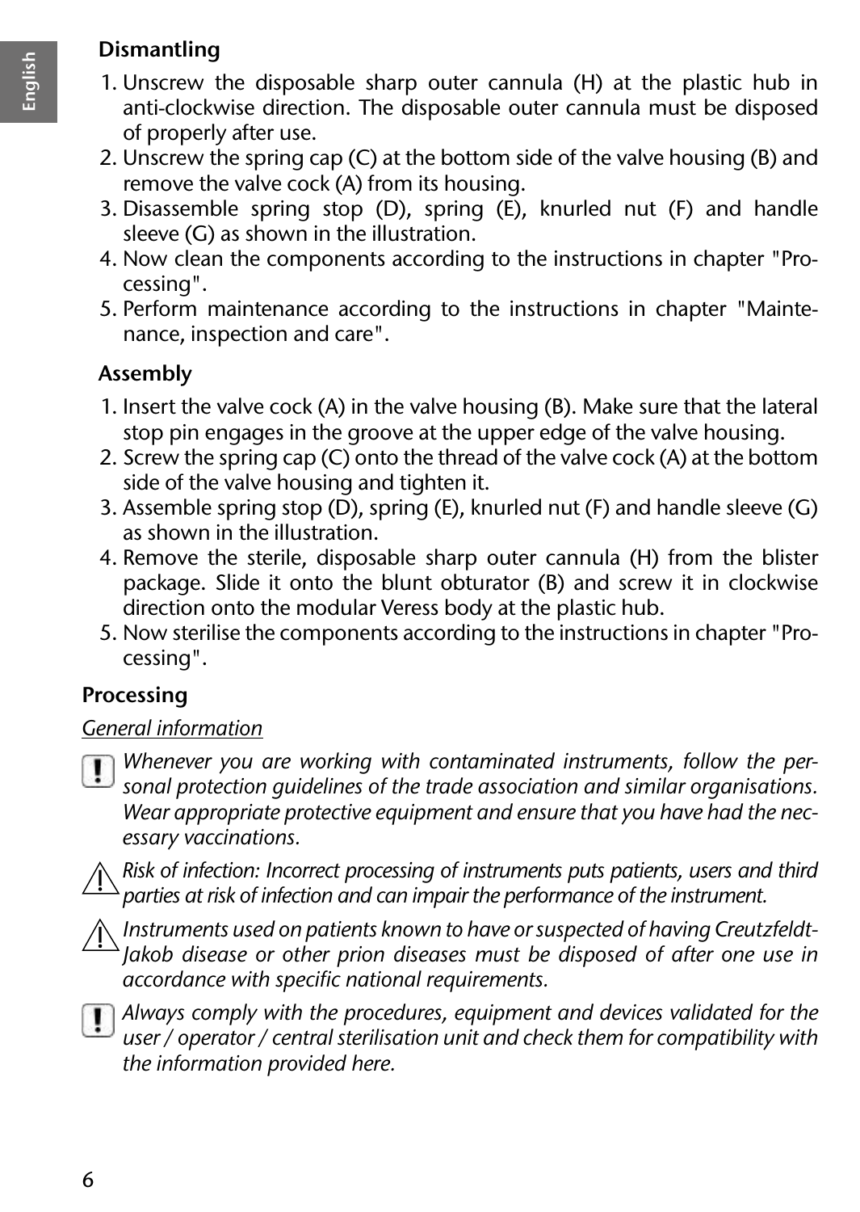### Dismantling

1. Unscrew the disposable sharp outer cannula (H) at the plastic hub in anti-clockwise direction. The disposable outer cannula must be disposed of properly after use.
2. Unscrew the spring cap (C) at the bottom side of the valve housing (B) and remove the valve cock (A) from its housing.
3. Disassemble spring stop (D), spring (E), knurled nut (F) and handle sleeve (G) as shown in the illustration.
4. Now clean the components according to the instructions in chapter "Processing".
5. Perform maintenance according to the instructions in chapter "Maintenance, inspection and care".

### Assembly

1. Insert the valve cock (A) in the valve housing (B). Make sure that the lateral stop pin engages in the groove at the upper edge of the valve housing.
2. Screw the spring cap (C) onto the thread of the valve cock (A) at the bottom side of the valve housing and tighten it.
3. Assemble spring stop (D), spring (E), knurled nut (F) and handle sleeve (G) as shown in the illustration.
4. Remove the sterile, disposable sharp outer cannula (H) from the blister package. Slide it onto the blunt obturator (B) and screw it in clockwise direction onto the modular Veress body at the plastic hub.
5. Now sterilise the components according to the instructions in chapter "Processing".

## Processing

<u>General information</u>

*Whenever you are working with contaminated instruments, follow the personal protection guidelines of the trade association and similar organisations. Wear appropriate protective equipment and ensure that you have had the necessary vaccinations.*

⚠ *Risk of infection: Incorrect processing of instruments puts patients, users and third parties at risk of infection and can impair the performance of the instrument.*

⚠ *Instruments used on patients known to have or suspected of having Creutzfeldt-Jakob disease or other prion diseases must be disposed of after one use in accordance with specific national requirements.*

*Always comply with the procedures, equipment and devices validated for the user / operator / central sterilisation unit and check them for compatibility with the information provided here.*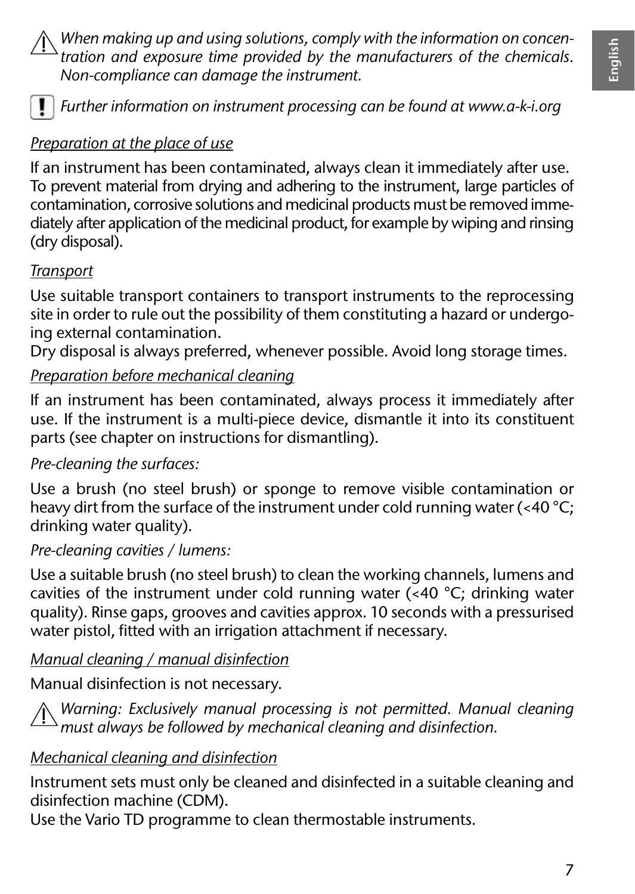⚠ *When making up and using solutions, comply with the information on concentration and exposure time provided by the manufacturers of the chemicals. Non-compliance can damage the instrument.*

❗ *Further information on instrument processing can be found at www.a-k-i.org*

## Preparation at the place of use

If an instrument has been contaminated, always clean it immediately after use. To prevent material from drying and adhering to the instrument, large particles of contamination, corrosive solutions and medicinal products must be removed immediately after application of the medicinal product, for example by wiping and rinsing (dry disposal).

## Transport

Use suitable transport containers to transport instruments to the reprocessing site in order to rule out the possibility of them constituting a hazard or undergoing external contamination.
Dry disposal is always preferred, whenever possible. Avoid long storage times.

## Preparation before mechanical cleaning

If an instrument has been contaminated, always process it immediately after use. If the instrument is a multi-piece device, dismantle it into its constituent parts (see chapter on instructions for dismantling).

*Pre-cleaning the surfaces:*

Use a brush (no steel brush) or sponge to remove visible contamination or heavy dirt from the surface of the instrument under cold running water (<40 °C; drinking water quality).

*Pre-cleaning cavities / lumens:*

Use a suitable brush (no steel brush) to clean the working channels, lumens and cavities of the instrument under cold running water (<40 °C; drinking water quality). Rinse gaps, grooves and cavities approx. 10 seconds with a pressurised water pistol, fitted with an irrigation attachment if necessary.

## Manual cleaning / manual disinfection

Manual disinfection is not necessary.

⚠ *Warning: Exclusively manual processing is not permitted. Manual cleaning must always be followed by mechanical cleaning and disinfection.*

## Mechanical cleaning and disinfection

Instrument sets must only be cleaned and disinfected in a suitable cleaning and disinfection machine (CDM).
Use the Vario TD programme to clean thermostable instruments.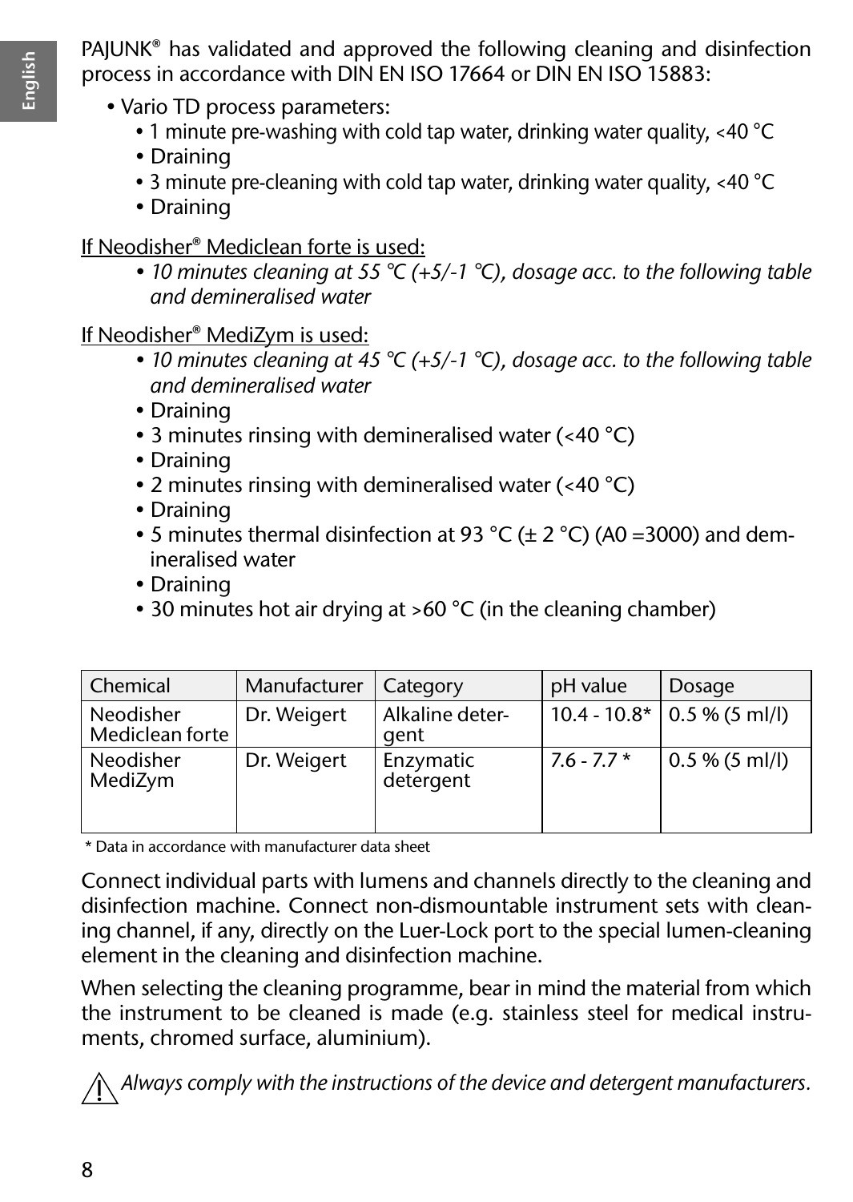PAJUNK® has validated and approved the following cleaning and disinfection process in accordance with DIN EN ISO 17664 or DIN EN ISO 15883:

- Vario TD process parameters:
  - 1 minute pre-washing with cold tap water, drinking water quality, <40 °C
  - Draining
  - 3 minute pre-cleaning with cold tap water, drinking water quality, <40 °C
  - Draining

<u>If Neodisher® Mediclean forte is used:</u>

- *10 minutes cleaning at 55 °C (+5/-1 °C), dosage acc. to the following table and demineralised water*

<u>If Neodisher® MediZym is used:</u>

- *10 minutes cleaning at 45 °C (+5/-1 °C), dosage acc. to the following table and demineralised water*
- Draining
- 3 minutes rinsing with demineralised water (<40 °C)
- Draining
- 2 minutes rinsing with demineralised water (<40 °C)
- Draining
- 5 minutes thermal disinfection at 93 °C (± 2 °C) (A0 =3000) and demineralised water
- Draining
- 30 minutes hot air drying at >60 °C (in the cleaning chamber)

| Chemical | Manufacturer | Category | pH value | Dosage |
|---|---|---|---|---|
| Neodisher Mediclean forte | Dr. Weigert | Alkaline detergent | 10.4 - 10.8* | 0.5 % (5 ml/l) |
| Neodisher MediZym | Dr. Weigert | Enzymatic detergent | 7.6 - 7.7 * | 0.5 % (5 ml/l) |

\* Data in accordance with manufacturer data sheet

Connect individual parts with lumens and channels directly to the cleaning and disinfection machine. Connect non-dismountable instrument sets with cleaning channel, if any, directly on the Luer-Lock port to the special lumen-cleaning element in the cleaning and disinfection machine.

When selecting the cleaning programme, bear in mind the material from which the instrument to be cleaned is made (e.g. stainless steel for medical instruments, chromed surface, aluminium).

⚠ *Always comply with the instructions of the device and detergent manufacturers.*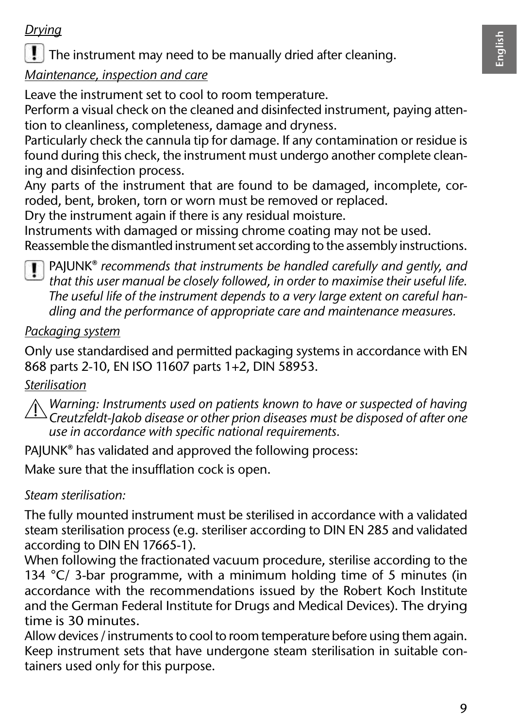*Drying*

The instrument may need to be manually dried after cleaning.

*Maintenance, inspection and care*

Leave the instrument set to cool to room temperature.
Perform a visual check on the cleaned and disinfected instrument, paying attention to cleanliness, completeness, damage and dryness.
Particularly check the cannula tip for damage. If any contamination or residue is found during this check, the instrument must undergo another complete cleaning and disinfection process.
Any parts of the instrument that are found to be damaged, incomplete, corroded, bent, broken, torn or worn must be removed or replaced.
Dry the instrument again if there is any residual moisture.
Instruments with damaged or missing chrome coating may not be used.
Reassemble the dismantled instrument set according to the assembly instructions.

PAJUNK® *recommends that instruments be handled carefully and gently, and that this user manual be closely followed, in order to maximise their useful life. The useful life of the instrument depends to a very large extent on careful handling and the performance of appropriate care and maintenance measures.*

*Packaging system*

Only use standardised and permitted packaging systems in accordance with EN 868 parts 2-10, EN ISO 11607 parts 1+2, DIN 58953.

*Sterilisation*

*Warning: Instruments used on patients known to have or suspected of having Creutzfeldt-Jakob disease or other prion diseases must be disposed of after one use in accordance with specific national requirements.*

PAJUNK® has validated and approved the following process:

Make sure that the insufflation cock is open.

*Steam sterilisation:*

The fully mounted instrument must be sterilised in accordance with a validated steam sterilisation process (e.g. steriliser according to DIN EN 285 and validated according to DIN EN 17665-1).
When following the fractionated vacuum procedure, sterilise according to the 134 °C/ 3-bar programme, with a minimum holding time of 5 minutes (in accordance with the recommendations issued by the Robert Koch Institute and the German Federal Institute for Drugs and Medical Devices). The drying time is 30 minutes.
Allow devices / instruments to cool to room temperature before using them again.
Keep instrument sets that have undergone steam sterilisation in suitable containers used only for this purpose.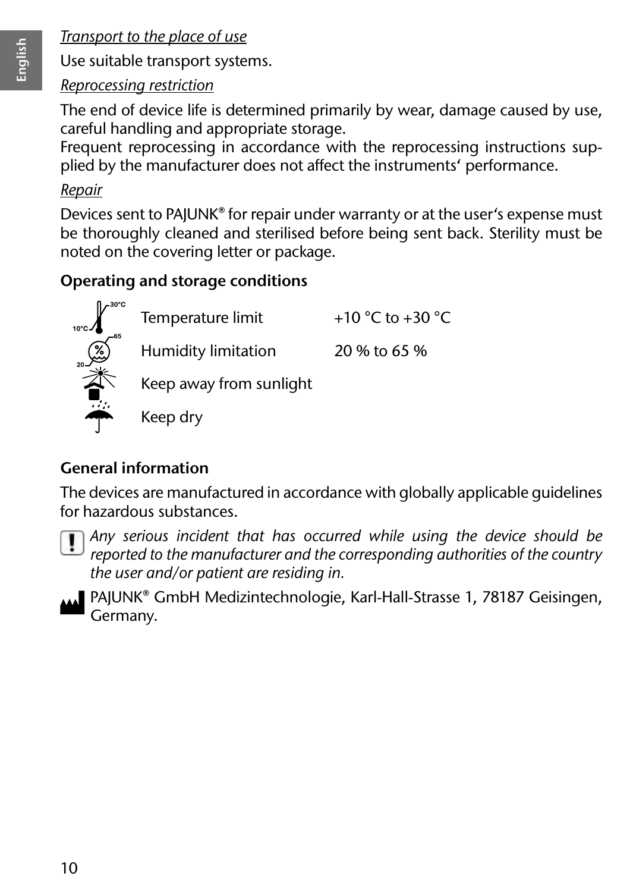*Transport to the place of use*

Use suitable transport systems.

*Reprocessing restriction*

The end of device life is determined primarily by wear, damage caused by use, careful handling and appropriate storage.
Frequent reprocessing in accordance with the reprocessing instructions supplied by the manufacturer does not affect the instruments' performance.

*Repair*

Devices sent to PAJUNK® for repair under warranty or at the user's expense must be thoroughly cleaned and sterilised before being sent back. Sterility must be noted on the covering letter or package.

**Operating and storage conditions**

| | | |
|---|---|---|
| 10°C / 30°C | Temperature limit | +10 °C to +30 °C |
| 20 / 65 | Humidity limitation | 20 % to 65 % |
| | Keep away from sunlight | |
| | Keep dry | |

**General information**

The devices are manufactured in accordance with globally applicable guidelines for hazardous substances.

*Any serious incident that has occurred while using the device should be reported to the manufacturer and the corresponding authorities of the country the user and/or patient are residing in.*

PAJUNK® GmbH Medizintechnologie, Karl-Hall-Strasse 1, 78187 Geisingen, Germany.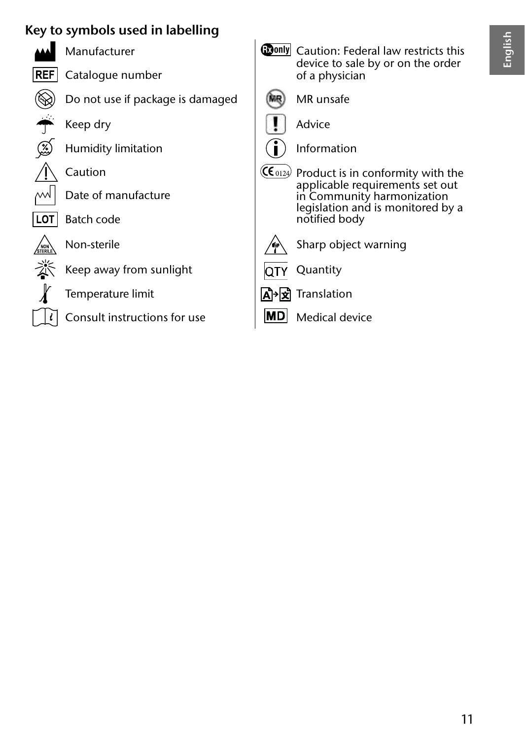## Key to symbols used in labelling

| Symbol | Meaning |
|---|---|
| | Manufacturer |
| REF | Catalogue number |
| | Do not use if package is damaged |
| | Keep dry |
| | Humidity limitation |
| | Caution |
| | Date of manufacture |
| LOT | Batch code |
| NON STERILE | Non-sterile |
| | Keep away from sunlight |
| | Temperature limit |
| | Consult instructions for use |
| Rx only | Caution: Federal law restricts this device to sale by or on the order of a physician |
| MR | MR unsafe |
| | Advice |
| | Information |
| CE 0124 | Product is in conformity with the applicable requirements set out in Community harmonization legislation and is monitored by a notified body |
| | Sharp object warning |
| QTY | Quantity |
| | Translation |
| MD | Medical device |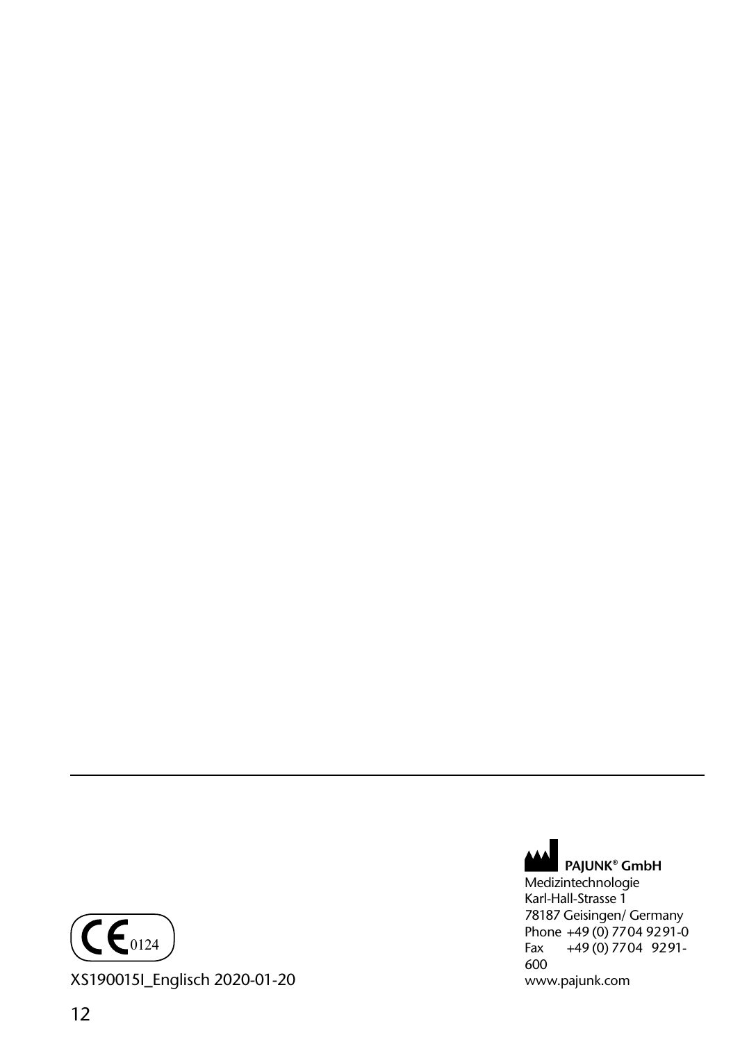---

CE 0124

XS190015I_Englisch 2020-01-20

**PAJUNK® GmbH**
Medizintechnologie
Karl-Hall-Strasse 1
78187 Geisingen/ Germany
Phone +49 (0) 7704 9291-0
Fax +49 (0) 7704 9291-600
www.pajunk.com